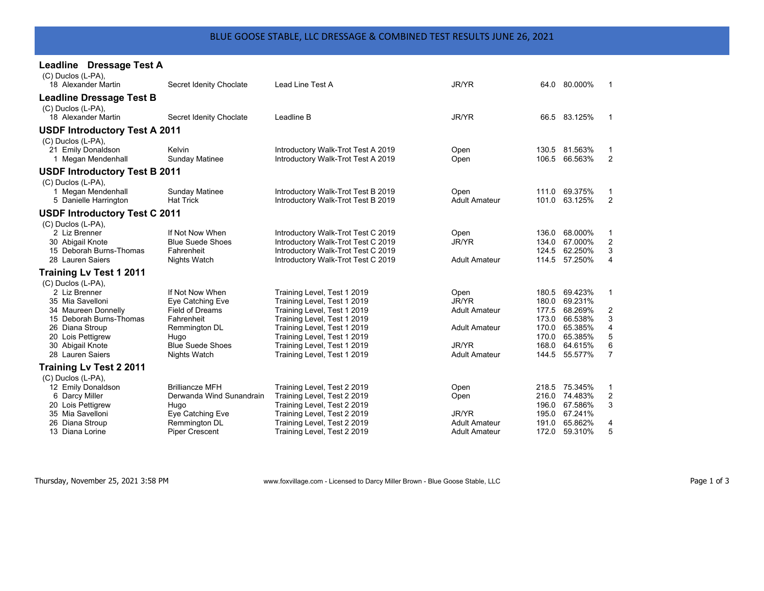# BLUE GOOSE STABLE, LLC DRESSAGE & COMBINED TEST RESULTS JUNE 26, 2021

## Leadline Dressage Test A

(C) Duclos (L-PA),

| No. | Rider | Horse | Test | Division | Score | Percent | Place |
|---|---|---|---|---|---|---|---|
| 18 | Alexander Martin | Secret Idenity Choclate | Lead Line Test A | JR/YR | 64.0 | 80.000% | 1 |

## Leadline Dressage Test B

(C) Duclos (L-PA),

| No. | Rider | Horse | Test | Division | Score | Percent | Place |
|---|---|---|---|---|---|---|---|
| 18 | Alexander Martin | Secret Idenity Choclate | Leadline B | JR/YR | 66.5 | 83.125% | 1 |

## USDF Introductory Test A 2011

(C) Duclos (L-PA),

| No. | Rider | Horse | Test | Division | Score | Percent | Place |
|---|---|---|---|---|---|---|---|
| 21 | Emily Donaldson | Kelvin | Introductory Walk-Trot Test A 2019 | Open | 130.5 | 81.563% | 1 |
| 1 | Megan Mendenhall | Sunday Matinee | Introductory Walk-Trot Test A 2019 | Open | 106.5 | 66.563% | 2 |

## USDF Introductory Test B 2011

(C) Duclos (L-PA),

| No. | Rider | Horse | Test | Division | Score | Percent | Place |
|---|---|---|---|---|---|---|---|
| 1 | Megan Mendenhall | Sunday Matinee | Introductory Walk-Trot Test B 2019 | Open | 111.0 | 69.375% | 1 |
| 5 | Danielle Harrington | Hat Trick | Introductory Walk-Trot Test B 2019 | Adult Amateur | 101.0 | 63.125% | 2 |

## USDF Introductory Test C 2011

(C) Duclos (L-PA),

| No. | Rider | Horse | Test | Division | Score | Percent | Place |
|---|---|---|---|---|---|---|---|
| 2 | Liz Brenner | If Not Now When | Introductory Walk-Trot Test C 2019 | Open | 136.0 | 68.000% | 1 |
| 30 | Abigail Knote | Blue Suede Shoes | Introductory Walk-Trot Test C 2019 | JR/YR | 134.0 | 67.000% | 2 |
| 15 | Deborah Burns-Thomas | Fahrenheit | Introductory Walk-Trot Test C 2019 | | 124.5 | 62.250% | 3 |
| 28 | Lauren Saiers | Nights Watch | Introductory Walk-Trot Test C 2019 | Adult Amateur | 114.5 | 57.250% | 4 |

## Training Lv Test 1 2011

(C) Duclos (L-PA),

| No. | Rider | Horse | Test | Division | Score | Percent | Place |
|---|---|---|---|---|---|---|---|
| 2 | Liz Brenner | If Not Now When | Training Level, Test 1 2019 | Open | 180.5 | 69.423% | 1 |
| 35 | Mia Savelloni | Eye Catching Eve | Training Level, Test 1 2019 | JR/YR | 180.0 | 69.231% | |
| 34 | Maureen Donnelly | Field of Dreams | Training Level, Test 1 2019 | Adult Amateur | 177.5 | 68.269% | 2 |
| 15 | Deborah Burns-Thomas | Fahrenheit | Training Level, Test 1 2019 | | 173.0 | 66.538% | 3 |
| 26 | Diana Stroup | Remmington DL | Training Level, Test 1 2019 | Adult Amateur | 170.0 | 65.385% | 4 |
| 20 | Lois Pettigrew | Hugo | Training Level, Test 1 2019 | | 170.0 | 65.385% | 5 |
| 30 | Abigail Knote | Blue Suede Shoes | Training Level, Test 1 2019 | JR/YR | 168.0 | 64.615% | 6 |
| 28 | Lauren Saiers | Nights Watch | Training Level, Test 1 2019 | Adult Amateur | 144.5 | 55.577% | 7 |

## Training Lv Test 2 2011

(C) Duclos (L-PA),

| No. | Rider | Horse | Test | Division | Score | Percent | Place |
|---|---|---|---|---|---|---|---|
| 12 | Emily Donaldson | Brilliancze MFH | Training Level, Test 2 2019 | Open | 218.5 | 75.345% | 1 |
| 6 | Darcy Miller | Derwanda Wind Sunandrain | Training Level, Test 2 2019 | Open | 216.0 | 74.483% | 2 |
| 20 | Lois Pettigrew | Hugo | Training Level, Test 2 2019 | | 196.0 | 67.586% | 3 |
| 35 | Mia Savelloni | Eye Catching Eve | Training Level, Test 2 2019 | JR/YR | 195.0 | 67.241% | |
| 26 | Diana Stroup | Remmington DL | Training Level, Test 2 2019 | Adult Amateur | 191.0 | 65.862% | 4 |
| 13 | Diana Lorine | Piper Crescent | Training Level, Test 2 2019 | Adult Amateur | 172.0 | 59.310% | 5 |

Thursday, November 25, 2021 3:58 PM — www.foxvillage.com - Licensed to Darcy Miller Brown - Blue Goose Stable, LLC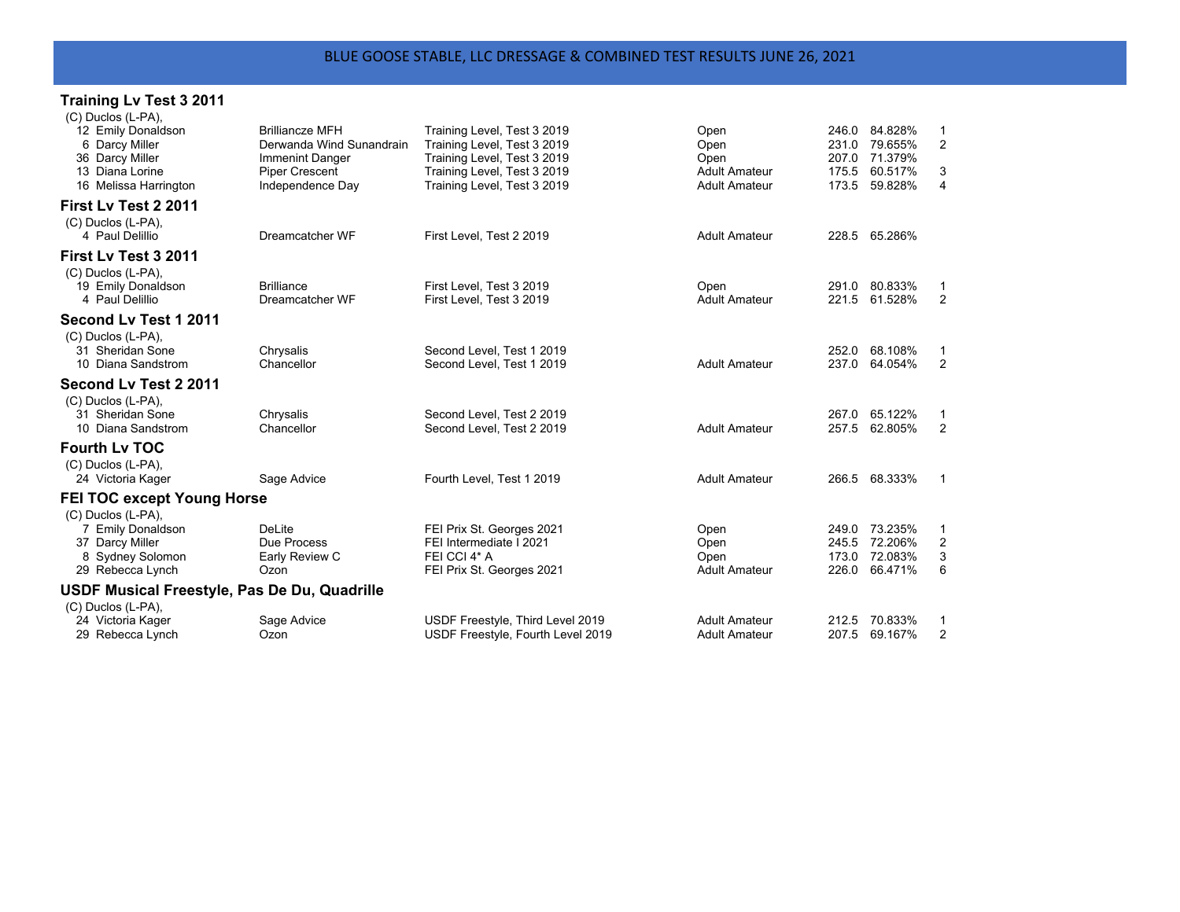# BLUE GOOSE STABLE, LLC DRESSAGE & COMBINED TEST RESULTS JUNE 26, 2021

## Training Lv Test 3 2011

(C) Duclos (L-PA),

| No. | Rider | Horse | Test | Division | Score | Percent | Place |
|---|---|---|---|---|---|---|---|
| 12 | Emily Donaldson | Brilliancze MFH | Training Level, Test 3 2019 | Open | 246.0 | 84.828% | 1 |
| 6 | Darcy Miller | Derwanda Wind Sunandrain | Training Level, Test 3 2019 | Open | 231.0 | 79.655% | 2 |
| 36 | Darcy Miller | Immenint Danger | Training Level, Test 3 2019 | Open | 207.0 | 71.379% | |
| 13 | Diana Lorine | Piper Crescent | Training Level, Test 3 2019 | Adult Amateur | 175.5 | 60.517% | 3 |
| 16 | Melissa Harrington | Independence Day | Training Level, Test 3 2019 | Adult Amateur | 173.5 | 59.828% | 4 |

## First Lv Test 2 2011

(C) Duclos (L-PA),

| No. | Rider | Horse | Test | Division | Score | Percent | Place |
|---|---|---|---|---|---|---|---|
| 4 | Paul Delillio | Dreamcatcher WF | First Level, Test 2 2019 | Adult Amateur | 228.5 | 65.286% | |

## First Lv Test 3 2011

(C) Duclos (L-PA),

| No. | Rider | Horse | Test | Division | Score | Percent | Place |
|---|---|---|---|---|---|---|---|
| 19 | Emily Donaldson | Brilliance | First Level, Test 3 2019 | Open | 291.0 | 80.833% | 1 |
| 4 | Paul Delillio | Dreamcatcher WF | First Level, Test 3 2019 | Adult Amateur | 221.5 | 61.528% | 2 |

## Second Lv Test 1 2011

(C) Duclos (L-PA),

| No. | Rider | Horse | Test | Division | Score | Percent | Place |
|---|---|---|---|---|---|---|---|
| 31 | Sheridan Sone | Chrysalis | Second Level, Test 1 2019 | | 252.0 | 68.108% | 1 |
| 10 | Diana Sandstrom | Chancellor | Second Level, Test 1 2019 | Adult Amateur | 237.0 | 64.054% | 2 |

## Second Lv Test 2 2011

(C) Duclos (L-PA),

| No. | Rider | Horse | Test | Division | Score | Percent | Place |
|---|---|---|---|---|---|---|---|
| 31 | Sheridan Sone | Chrysalis | Second Level, Test 2 2019 | | 267.0 | 65.122% | 1 |
| 10 | Diana Sandstrom | Chancellor | Second Level, Test 2 2019 | Adult Amateur | 257.5 | 62.805% | 2 |

## Fourth Lv TOC

(C) Duclos (L-PA),

| No. | Rider | Horse | Test | Division | Score | Percent | Place |
|---|---|---|---|---|---|---|---|
| 24 | Victoria Kager | Sage Advice | Fourth Level, Test 1 2019 | Adult Amateur | 266.5 | 68.333% | 1 |

## FEI TOC except Young Horse

(C) Duclos (L-PA),

| No. | Rider | Horse | Test | Division | Score | Percent | Place |
|---|---|---|---|---|---|---|---|
| 7 | Emily Donaldson | DeLite | FEI Prix St. Georges 2021 | Open | 249.0 | 73.235% | 1 |
| 37 | Darcy Miller | Due Process | FEI Intermediate I 2021 | Open | 245.5 | 72.206% | 2 |
| 8 | Sydney Solomon | Early Review C | FEI CCI 4* A | Open | 173.0 | 72.083% | 3 |
| 29 | Rebecca Lynch | Ozon | FEI Prix St. Georges 2021 | Adult Amateur | 226.0 | 66.471% | 6 |

## USDF Musical Freestyle, Pas De Du, Quadrille

(C) Duclos (L-PA),

| No. | Rider | Horse | Test | Division | Score | Percent | Place |
|---|---|---|---|---|---|---|---|
| 24 | Victoria Kager | Sage Advice | USDF Freestyle, Third Level 2019 | Adult Amateur | 212.5 | 70.833% | 1 |
| 29 | Rebecca Lynch | Ozon | USDF Freestyle, Fourth Level 2019 | Adult Amateur | 207.5 | 69.167% | 2 |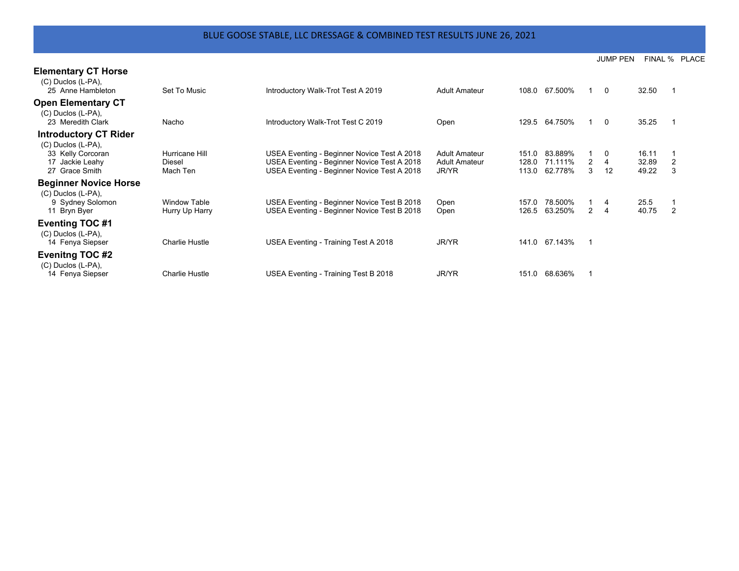# BLUE GOOSE STABLE, LLC DRESSAGE & COMBINED TEST RESULTS JUNE 26, 2021

| | | | | | | | JUMP PEN | FINAL % | PLACE |
|---|---|---|---|---|---|---|---|---|---|
| **Elementary CT Horse** | | | | | | | | | |
| (C) Duclos (L-PA), | | | | | | | | | |
| 25 Anne Hambleton | Set To Music | Introductory Walk-Trot Test A 2019 | Adult Amateur | 108.0 | 67.500% | 1 | 0 | 32.50 | 1 |
| **Open Elementary CT** | | | | | | | | | |
| (C) Duclos (L-PA), | | | | | | | | | |
| 23 Meredith Clark | Nacho | Introductory Walk-Trot Test C 2019 | Open | 129.5 | 64.750% | 1 | 0 | 35.25 | 1 |
| **Introductory CT Rider** | | | | | | | | | |
| (C) Duclos (L-PA), | | | | | | | | | |
| 33 Kelly Corcoran | Hurricane Hill | USEA Eventing - Beginner Novice Test A 2018 | Adult Amateur | 151.0 | 83.889% | 1 | 0 | 16.11 | 1 |
| 17 Jackie Leahy | Diesel | USEA Eventing - Beginner Novice Test A 2018 | Adult Amateur | 128.0 | 71.111% | 2 | 4 | 32.89 | 2 |
| 27 Grace Smith | Mach Ten | USEA Eventing - Beginner Novice Test A 2018 | JR/YR | 113.0 | 62.778% | 3 | 12 | 49.22 | 3 |
| **Beginner Novice Horse** | | | | | | | | | |
| (C) Duclos (L-PA), | | | | | | | | | |
| 9 Sydney Solomon | Window Table | USEA Eventing - Beginner Novice Test B 2018 | Open | 157.0 | 78.500% | 1 | 4 | 25.5 | 1 |
| 11 Bryn Byer | Hurry Up Harry | USEA Eventing - Beginner Novice Test B 2018 | Open | 126.5 | 63.250% | 2 | 4 | 40.75 | 2 |
| **Eventing TOC #1** | | | | | | | | | |
| (C) Duclos (L-PA), | | | | | | | | | |
| 14 Fenya Siepser | Charlie Hustle | USEA Eventing - Training Test A 2018 | JR/YR | 141.0 | 67.143% | 1 | | | |
| **Evenitng TOC #2** | | | | | | | | | |
| (C) Duclos (L-PA), | | | | | | | | | |
| 14 Fenya Siepser | Charlie Hustle | USEA Eventing - Training Test B 2018 | JR/YR | 151.0 | 68.636% | 1 | | | |